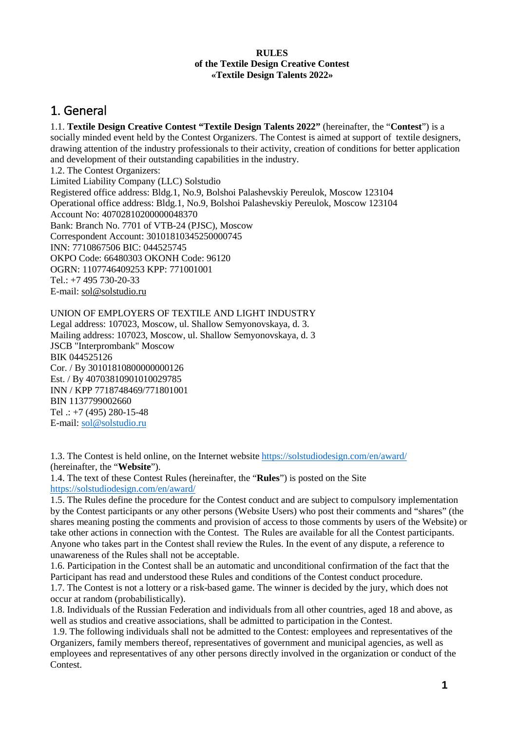**RULES**
**of the Textile Design Creative Contest**
**«Textile Design Talents 2022»**

# 1. General

1.1. **Textile Design Creative Contest "Textile Design Talents 2022"** (hereinafter, the "**Contest**") is a socially minded event held by the Contest Organizers. The Contest is aimed at support of textile designers, drawing attention of the industry professionals to their activity, creation of conditions for better application and development of their outstanding capabilities in the industry.

1.2. The Contest Organizers:
Limited Liability Company (LLC) Solstudio
Registered office address: Bldg.1, No.9, Bolshoi Palashevskiy Pereulok, Moscow 123104
Operational office address: Bldg.1, No.9, Bolshoi Palashevskiy Pereulok, Moscow 123104
Account No: 40702810200000048370
Bank: Branch No. 7701 of VTB-24 (PJSC), Moscow
Correspondent Account: 30101810345250000745
INN: 7710867506 BIC: 044525745
OKPO Code: 66480303 OKONH Code: 96120
OGRN: 1107746409253 KPP: 771001001
Tel.: +7 495 730-20-33
E-mail: sol@solstudio.ru

UNION OF EMPLOYERS OF TEXTILE AND LIGHT INDUSTRY
Legal address: 107023, Moscow, ul. Shallow Semyonovskaya, d. 3.
Mailing address: 107023, Moscow, ul. Shallow Semyonovskaya, d. 3
JSCB "Interprombank" Moscow
BIK 044525126
Cor. / By 30101810800000000126
Est. / By 40703810901010029785
INN / KPP 7718748469/771801001
BIN 1137799002660
Tel .: +7 (495) 280-15-48
E-mail: sol@solstudio.ru

1.3. The Contest is held online, on the Internet website https://solstudiodesign.com/en/award/ (hereinafter, the "**Website**").

1.4. The text of these Contest Rules (hereinafter, the "**Rules**") is posted on the Site https://solstudiodesign.com/en/award/

1.5. The Rules define the procedure for the Contest conduct and are subject to compulsory implementation by the Contest participants or any other persons (Website Users) who post their comments and "shares" (the shares meaning posting the comments and provision of access to those comments by users of the Website) or take other actions in connection with the Contest. The Rules are available for all the Contest participants. Anyone who takes part in the Contest shall review the Rules. In the event of any dispute, a reference to unawareness of the Rules shall not be acceptable.

1.6. Participation in the Contest shall be an automatic and unconditional confirmation of the fact that the Participant has read and understood these Rules and conditions of the Contest conduct procedure.

1.7. The Contest is not a lottery or a risk-based game. The winner is decided by the jury, which does not occur at random (probabilistically).

1.8. Individuals of the Russian Federation and individuals from all other countries, aged 18 and above, as well as studios and creative associations, shall be admitted to participation in the Contest.

1.9. The following individuals shall not be admitted to the Contest: employees and representatives of the Organizers, family members thereof, representatives of government and municipal agencies, as well as employees and representatives of any other persons directly involved in the organization or conduct of the Contest.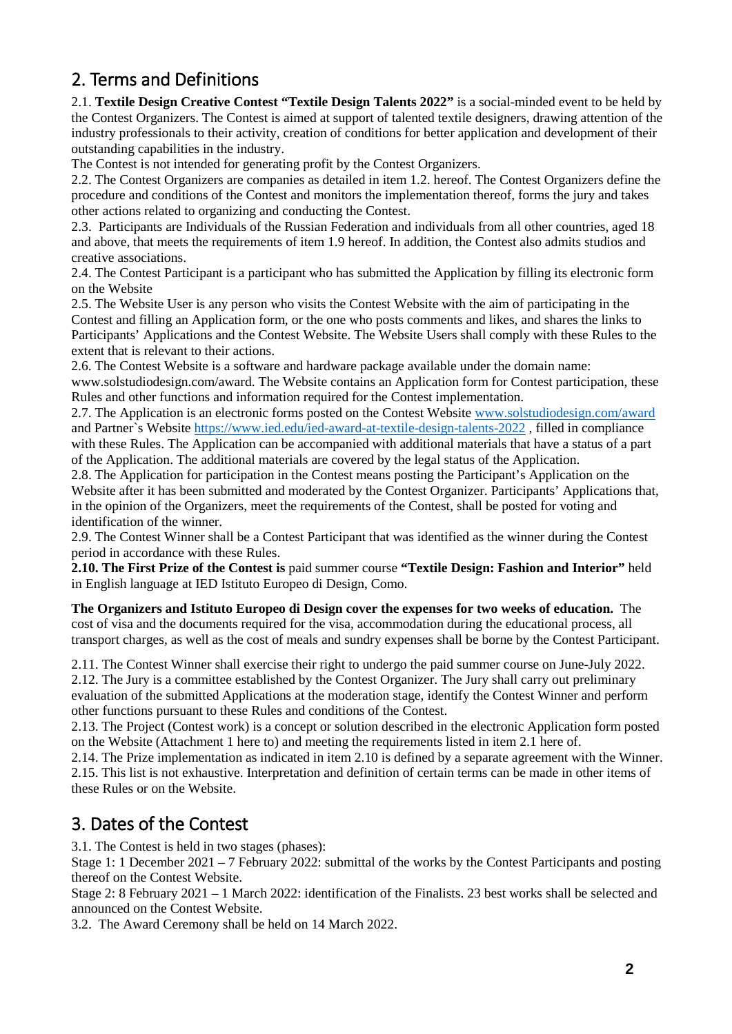## 2. Terms and Definitions

2.1. **Textile Design Creative Contest "Textile Design Talents 2022"** is a social-minded event to be held by the Contest Organizers. The Contest is aimed at support of talented textile designers, drawing attention of the industry professionals to their activity, creation of conditions for better application and development of their outstanding capabilities in the industry.

The Contest is not intended for generating profit by the Contest Organizers.

2.2. The Contest Organizers are companies as detailed in item 1.2. hereof. The Contest Organizers define the procedure and conditions of the Contest and monitors the implementation thereof, forms the jury and takes other actions related to organizing and conducting the Contest.

2.3. Participants are Individuals of the Russian Federation and individuals from all other countries, aged 18 and above, that meets the requirements of item 1.9 hereof. In addition, the Contest also admits studios and creative associations.

2.4. The Contest Participant is a participant who has submitted the Application by filling its electronic form on the Website

2.5. The Website User is any person who visits the Contest Website with the aim of participating in the Contest and filling an Application form, or the one who posts comments and likes, and shares the links to Participants' Applications and the Contest Website. The Website Users shall comply with these Rules to the extent that is relevant to their actions.

2.6. The Contest Website is a software and hardware package available under the domain name: www.solstudiodesign.com/award. The Website contains an Application form for Contest participation, these Rules and other functions and information required for the Contest implementation.

2.7. The Application is an electronic forms posted on the Contest Website www.solstudiodesign.com/award and Partner`s Website https://www.ied.edu/ied-award-at-textile-design-talents-2022 , filled in compliance with these Rules. The Application can be accompanied with additional materials that have a status of a part of the Application. The additional materials are covered by the legal status of the Application.

2.8. The Application for participation in the Contest means posting the Participant's Application on the Website after it has been submitted and moderated by the Contest Organizer. Participants' Applications that, in the opinion of the Organizers, meet the requirements of the Contest, shall be posted for voting and identification of the winner.

2.9. The Contest Winner shall be a Contest Participant that was identified as the winner during the Contest period in accordance with these Rules.

**2.10. The First Prize of the Contest is** paid summer course **"Textile Design: Fashion and Interior"** held in English language at IED Istituto Europeo di Design, Como.

**The Organizers and Istituto Europeo di Design cover the expenses for two weeks of education.** The cost of visa and the documents required for the visa, accommodation during the educational process, all transport charges, as well as the cost of meals and sundry expenses shall be borne by the Contest Participant.

2.11. The Contest Winner shall exercise their right to undergo the paid summer course on June-July 2022.

2.12. The Jury is a committee established by the Contest Organizer. The Jury shall carry out preliminary evaluation of the submitted Applications at the moderation stage, identify the Contest Winner and perform other functions pursuant to these Rules and conditions of the Contest.

2.13. The Project (Contest work) is a concept or solution described in the electronic Application form posted on the Website (Attachment 1 here to) and meeting the requirements listed in item 2.1 here of.

2.14. The Prize implementation as indicated in item 2.10 is defined by a separate agreement with the Winner.

2.15. This list is not exhaustive. Interpretation and definition of certain terms can be made in other items of these Rules or on the Website.

## 3. Dates of the Contest

3.1. The Contest is held in two stages (phases):

Stage 1: 1 December 2021 – 7 February 2022: submittal of the works by the Contest Participants and posting thereof on the Contest Website.

Stage 2: 8 February 2021 – 1 March 2022: identification of the Finalists. 23 best works shall be selected and announced on the Contest Website.

3.2. The Award Ceremony shall be held on 14 March 2022.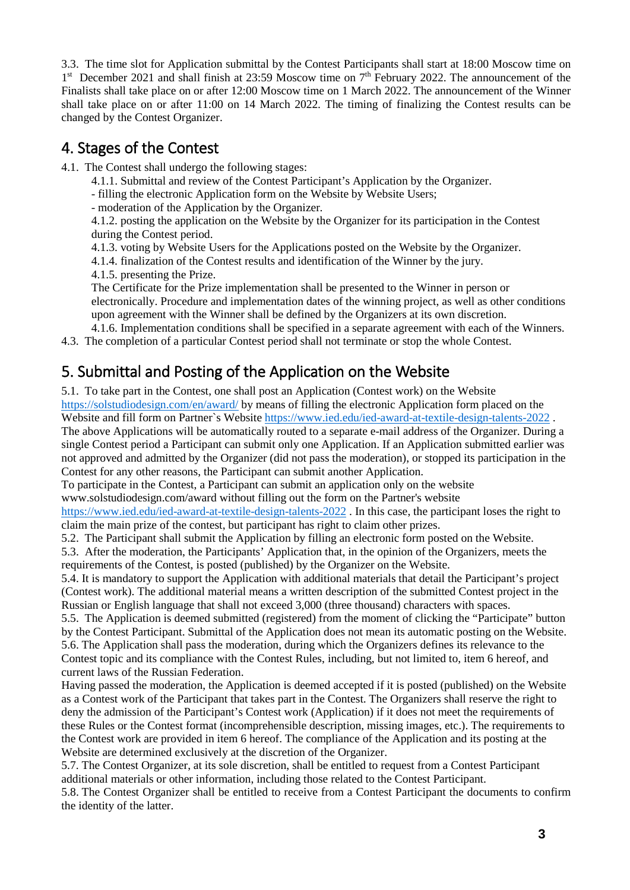3.3. The time slot for Application submittal by the Contest Participants shall start at 18:00 Moscow time on 1st December 2021 and shall finish at 23:59 Moscow time on 7th February 2022. The announcement of the Finalists shall take place on or after 12:00 Moscow time on 1 March 2022. The announcement of the Winner shall take place on or after 11:00 on 14 March 2022. The timing of finalizing the Contest results can be changed by the Contest Organizer.

## 4. Stages of the Contest

4.1. The Contest shall undergo the following stages:

4.1.1. Submittal and review of the Contest Participant's Application by the Organizer.

- filling the electronic Application form on the Website by Website Users;
- moderation of the Application by the Organizer.

4.1.2. posting the application on the Website by the Organizer for its participation in the Contest during the Contest period.

4.1.3. voting by Website Users for the Applications posted on the Website by the Organizer.

4.1.4. finalization of the Contest results and identification of the Winner by the jury.

4.1.5. presenting the Prize.

The Certificate for the Prize implementation shall be presented to the Winner in person or electronically. Procedure and implementation dates of the winning project, as well as other conditions upon agreement with the Winner shall be defined by the Organizers at its own discretion.

4.1.6. Implementation conditions shall be specified in a separate agreement with each of the Winners.

4.3. The completion of a particular Contest period shall not terminate or stop the whole Contest.

## 5. Submittal and Posting of the Application on the Website

5.1. To take part in the Contest, one shall post an Application (Contest work) on the Website https://solstudiodesign.com/en/award/ by means of filling the electronic Application form placed on the Website and fill form on Partner`s Website https://www.ied.edu/ied-award-at-textile-design-talents-2022 . The above Applications will be automatically routed to a separate e-mail address of the Organizer. During a single Contest period a Participant can submit only one Application. If an Application submitted earlier was not approved and admitted by the Organizer (did not pass the moderation), or stopped its participation in the Contest for any other reasons, the Participant can submit another Application.

To participate in the Contest, a Participant can submit an application only on the website www.solstudiodesign.com/award without filling out the form on the Partner's website https://www.ied.edu/ied-award-at-textile-design-talents-2022 . In this case, the participant loses the right to claim the main prize of the contest, but participant has right to claim other prizes.

5.2. The Participant shall submit the Application by filling an electronic form posted on the Website.

5.3. After the moderation, the Participants' Application that, in the opinion of the Organizers, meets the requirements of the Contest, is posted (published) by the Organizer on the Website.

5.4. It is mandatory to support the Application with additional materials that detail the Participant's project (Contest work). The additional material means a written description of the submitted Contest project in the Russian or English language that shall not exceed 3,000 (three thousand) characters with spaces.

5.5. The Application is deemed submitted (registered) from the moment of clicking the "Participate" button by the Contest Participant. Submittal of the Application does not mean its automatic posting on the Website.

5.6. The Application shall pass the moderation, during which the Organizers defines its relevance to the Contest topic and its compliance with the Contest Rules, including, but not limited to, item 6 hereof, and current laws of the Russian Federation.

Having passed the moderation, the Application is deemed accepted if it is posted (published) on the Website as a Contest work of the Participant that takes part in the Contest. The Organizers shall reserve the right to deny the admission of the Participant's Contest work (Application) if it does not meet the requirements of these Rules or the Contest format (incomprehensible description, missing images, etc.). The requirements to the Contest work are provided in item 6 hereof. The compliance of the Application and its posting at the Website are determined exclusively at the discretion of the Organizer.

5.7. The Contest Organizer, at its sole discretion, shall be entitled to request from a Contest Participant additional materials or other information, including those related to the Contest Participant.

5.8. The Contest Organizer shall be entitled to receive from a Contest Participant the documents to confirm the identity of the latter.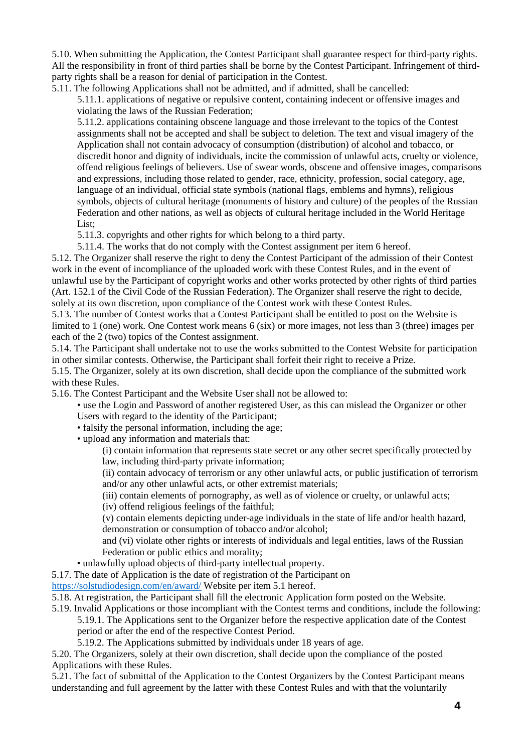5.10. When submitting the Application, the Contest Participant shall guarantee respect for third-party rights. All the responsibility in front of third parties shall be borne by the Contest Participant. Infringement of third-party rights shall be a reason for denial of participation in the Contest.

5.11. The following Applications shall not be admitted, and if admitted, shall be cancelled:

5.11.1. applications of negative or repulsive content, containing indecent or offensive images and violating the laws of the Russian Federation;

5.11.2. applications containing obscene language and those irrelevant to the topics of the Contest assignments shall not be accepted and shall be subject to deletion. The text and visual imagery of the Application shall not contain advocacy of consumption (distribution) of alcohol and tobacco, or discredit honor and dignity of individuals, incite the commission of unlawful acts, cruelty or violence, offend religious feelings of believers. Use of swear words, obscene and offensive images, comparisons and expressions, including those related to gender, race, ethnicity, profession, social category, age, language of an individual, official state symbols (national flags, emblems and hymns), religious symbols, objects of cultural heritage (monuments of history and culture) of the peoples of the Russian Federation and other nations, as well as objects of cultural heritage included in the World Heritage List;

5.11.3. copyrights and other rights for which belong to a third party.

5.11.4. The works that do not comply with the Contest assignment per item 6 hereof.

5.12. The Organizer shall reserve the right to deny the Contest Participant of the admission of their Contest work in the event of incompliance of the uploaded work with these Contest Rules, and in the event of unlawful use by the Participant of copyright works and other works protected by other rights of third parties (Art. 152.1 of the Civil Code of the Russian Federation). The Organizer shall reserve the right to decide, solely at its own discretion, upon compliance of the Contest work with these Contest Rules.

5.13. The number of Contest works that a Contest Participant shall be entitled to post on the Website is limited to 1 (one) work. One Contest work means 6 (six) or more images, not less than 3 (three) images per each of the 2 (two) topics of the Contest assignment.

5.14. The Participant shall undertake not to use the works submitted to the Contest Website for participation in other similar contests. Otherwise, the Participant shall forfeit their right to receive a Prize.

5.15. The Organizer, solely at its own discretion, shall decide upon the compliance of the submitted work with these Rules.

5.16. The Contest Participant and the Website User shall not be allowed to:

- use the Login and Password of another registered User, as this can mislead the Organizer or other Users with regard to the identity of the Participant;
- falsify the personal information, including the age;
- upload any information and materials that:
  - (i) contain information that represents state secret or any other secret specifically protected by law, including third-party private information;
  - (ii) contain advocacy of terrorism or any other unlawful acts, or public justification of terrorism and/or any other unlawful acts, or other extremist materials;
  - (iii) contain elements of pornography, as well as of violence or cruelty, or unlawful acts;
  - (iv) offend religious feelings of the faithful;
  - (v) contain elements depicting under-age individuals in the state of life and/or health hazard, demonstration or consumption of tobacco and/or alcohol;
  - and (vi) violate other rights or interests of individuals and legal entities, laws of the Russian Federation or public ethics and morality;
- unlawfully upload objects of third-party intellectual property.

5.17. The date of Application is the date of registration of the Participant on https://solstudiodesign.com/en/award/ Website per item 5.1 hereof.

5.18. At registration, the Participant shall fill the electronic Application form posted on the Website.

5.19. Invalid Applications or those incompliant with the Contest terms and conditions, include the following:

5.19.1. The Applications sent to the Organizer before the respective application date of the Contest period or after the end of the respective Contest Period.

5.19.2. The Applications submitted by individuals under 18 years of age.

5.20. The Organizers, solely at their own discretion, shall decide upon the compliance of the posted Applications with these Rules.

5.21. The fact of submittal of the Application to the Contest Organizers by the Contest Participant means understanding and full agreement by the latter with these Contest Rules and with that the voluntarily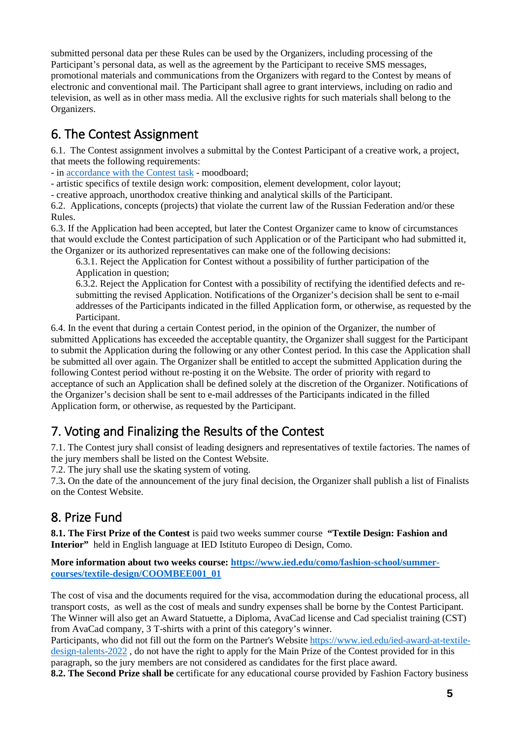submitted personal data per these Rules can be used by the Organizers, including processing of the Participant's personal data, as well as the agreement by the Participant to receive SMS messages, promotional materials and communications from the Organizers with regard to the Contest by means of electronic and conventional mail. The Participant shall agree to grant interviews, including on radio and television, as well as in other mass media. All the exclusive rights for such materials shall belong to the Organizers.

## 6. The Contest Assignment

6.1. The Contest assignment involves a submittal by the Contest Participant of a creative work, a project, that meets the following requirements:

- in accordance with the Contest task - moodboard;
- artistic specifics of textile design work: composition, element development, color layout;
- creative approach, unorthodox creative thinking and analytical skills of the Participant.

6.2. Applications, concepts (projects) that violate the current law of the Russian Federation and/or these Rules.

6.3. If the Application had been accepted, but later the Contest Organizer came to know of circumstances that would exclude the Contest participation of such Application or of the Participant who had submitted it, the Organizer or its authorized representatives can make one of the following decisions:

6.3.1. Reject the Application for Contest without a possibility of further participation of the Application in question;

6.3.2. Reject the Application for Contest with a possibility of rectifying the identified defects and re-submitting the revised Application. Notifications of the Organizer's decision shall be sent to e-mail addresses of the Participants indicated in the filled Application form, or otherwise, as requested by the Participant.

6.4. In the event that during a certain Contest period, in the opinion of the Organizer, the number of submitted Applications has exceeded the acceptable quantity, the Organizer shall suggest for the Participant to submit the Application during the following or any other Contest period. In this case the Application shall be submitted all over again. The Organizer shall be entitled to accept the submitted Application during the following Contest period without re-posting it on the Website. The order of priority with regard to acceptance of such an Application shall be defined solely at the discretion of the Organizer. Notifications of the Organizer's decision shall be sent to e-mail addresses of the Participants indicated in the filled Application form, or otherwise, as requested by the Participant.

## 7. Voting and Finalizing the Results of the Contest

7.1. The Contest jury shall consist of leading designers and representatives of textile factories. The names of the jury members shall be listed on the Contest Website.

7.2. The jury shall use the skating system of voting.

7.3**.** On the date of the announcement of the jury final decision, the Organizer shall publish a list of Finalists on the Contest Website.

## 8. Prize Fund

**8.1. The First Prize of the Contest** is paid two weeks summer course **"Textile Design: Fashion and Interior"** held in English language at IED Istituto Europeo di Design, Como.

**More information about two weeks course: https://www.ied.edu/como/fashion-school/summer-courses/textile-design/COOMBEE001_01**

The cost of visa and the documents required for the visa, accommodation during the educational process, all transport costs, as well as the cost of meals and sundry expenses shall be borne by the Contest Participant. The Winner will also get an Award Statuette, a Diploma, AvaCad license and Cad specialist training (CST) from AvaCad company, 3 T-shirts with a print of this category's winner.

Participants, who did not fill out the form on the Partner's Website https://www.ied.edu/ied-award-at-textile-design-talents-2022 , do not have the right to apply for the Main Prize of the Contest provided for in this paragraph, so the jury members are not considered as candidates for the first place award.

**8.2. The Second Prize shall be** certificate for any educational course provided by Fashion Factory business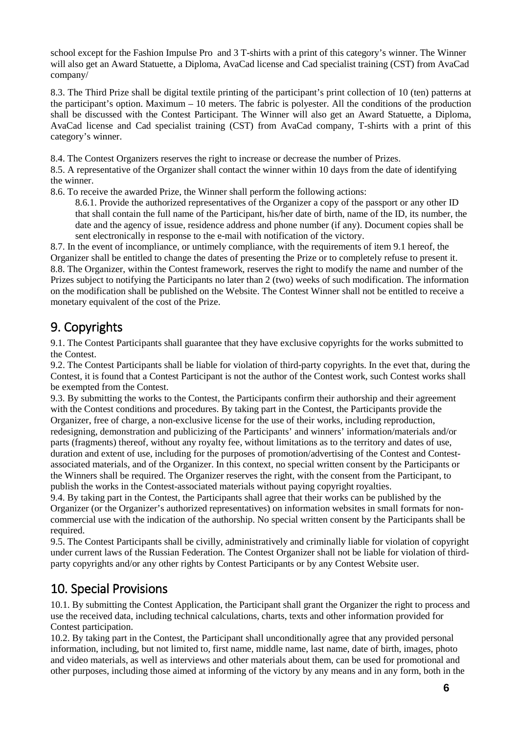school except for the Fashion Impulse Pro and 3 T-shirts with a print of this category's winner. The Winner will also get an Award Statuette, a Diploma, AvaCad license and Cad specialist training (CST) from AvaCad company/

8.3. The Third Prize shall be digital textile printing of the participant's print collection of 10 (ten) patterns at the participant's option. Maximum – 10 meters. The fabric is polyester. All the conditions of the production shall be discussed with the Contest Participant. The Winner will also get an Award Statuette, a Diploma, AvaCad license and Cad specialist training (CST) from AvaCad company, T-shirts with a print of this category's winner.

8.4. The Contest Organizers reserves the right to increase or decrease the number of Prizes.

8.5. A representative of the Organizer shall contact the winner within 10 days from the date of identifying the winner.

8.6. To receive the awarded Prize, the Winner shall perform the following actions:

8.6.1. Provide the authorized representatives of the Organizer a copy of the passport or any other ID that shall contain the full name of the Participant, his/her date of birth, name of the ID, its number, the date and the agency of issue, residence address and phone number (if any). Document copies shall be sent electronically in response to the e-mail with notification of the victory.

8.7. In the event of incompliance, or untimely compliance, with the requirements of item 9.1 hereof, the Organizer shall be entitled to change the dates of presenting the Prize or to completely refuse to present it.

8.8. The Organizer, within the Contest framework, reserves the right to modify the name and number of the Prizes subject to notifying the Participants no later than 2 (two) weeks of such modification. The information on the modification shall be published on the Website. The Contest Winner shall not be entitled to receive a monetary equivalent of the cost of the Prize.

## 9. Copyrights

9.1. The Contest Participants shall guarantee that they have exclusive copyrights for the works submitted to the Contest.

9.2. The Contest Participants shall be liable for violation of third-party copyrights. In the evet that, during the Contest, it is found that a Contest Participant is not the author of the Contest work, such Contest works shall be exempted from the Contest.

9.3. By submitting the works to the Contest, the Participants confirm their authorship and their agreement with the Contest conditions and procedures. By taking part in the Contest, the Participants provide the Organizer, free of charge, a non-exclusive license for the use of their works, including reproduction, redesigning, demonstration and publicizing of the Participants' and winners' information/materials and/or parts (fragments) thereof, without any royalty fee, without limitations as to the territory and dates of use, duration and extent of use, including for the purposes of promotion/advertising of the Contest and Contest-associated materials, and of the Organizer. In this context, no special written consent by the Participants or the Winners shall be required. The Organizer reserves the right, with the consent from the Participant, to publish the works in the Contest-associated materials without paying copyright royalties.

9.4. By taking part in the Contest, the Participants shall agree that their works can be published by the Organizer (or the Organizer's authorized representatives) on information websites in small formats for non-commercial use with the indication of the authorship. No special written consent by the Participants shall be required.

9.5. The Contest Participants shall be civilly, administratively and criminally liable for violation of copyright under current laws of the Russian Federation. The Contest Organizer shall not be liable for violation of third-party copyrights and/or any other rights by Contest Participants or by any Contest Website user.

## 10. Special Provisions

10.1. By submitting the Contest Application, the Participant shall grant the Organizer the right to process and use the received data, including technical calculations, charts, texts and other information provided for Contest participation.

10.2. By taking part in the Contest, the Participant shall unconditionally agree that any provided personal information, including, but not limited to, first name, middle name, last name, date of birth, images, photo and video materials, as well as interviews and other materials about them, can be used for promotional and other purposes, including those aimed at informing of the victory by any means and in any form, both in the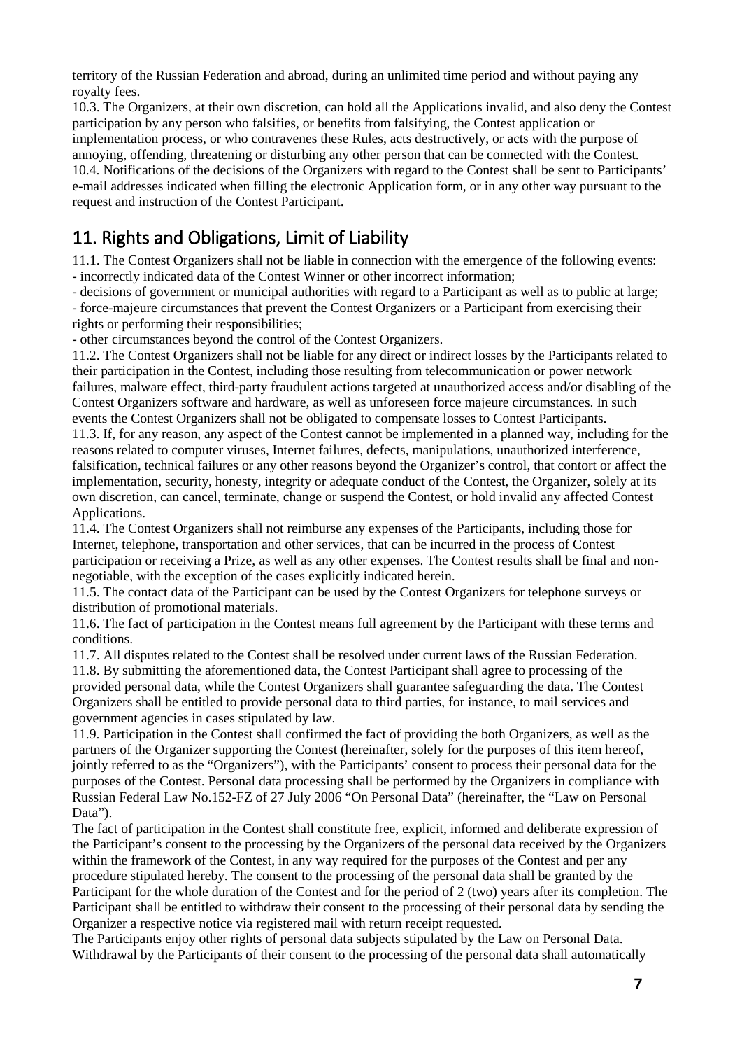territory of the Russian Federation and abroad, during an unlimited time period and without paying any royalty fees.

10.3. The Organizers, at their own discretion, can hold all the Applications invalid, and also deny the Contest participation by any person who falsifies, or benefits from falsifying, the Contest application or implementation process, or who contravenes these Rules, acts destructively, or acts with the purpose of annoying, offending, threatening or disturbing any other person that can be connected with the Contest.

10.4. Notifications of the decisions of the Organizers with regard to the Contest shall be sent to Participants' e-mail addresses indicated when filling the electronic Application form, or in any other way pursuant to the request and instruction of the Contest Participant.

## 11. Rights and Obligations, Limit of Liability

11.1. The Contest Organizers shall not be liable in connection with the emergence of the following events:

- incorrectly indicated data of the Contest Winner or other incorrect information;
- decisions of government or municipal authorities with regard to a Participant as well as to public at large;
- force-majeure circumstances that prevent the Contest Organizers or a Participant from exercising their rights or performing their responsibilities;
- other circumstances beyond the control of the Contest Organizers.

11.2. The Contest Organizers shall not be liable for any direct or indirect losses by the Participants related to their participation in the Contest, including those resulting from telecommunication or power network failures, malware effect, third-party fraudulent actions targeted at unauthorized access and/or disabling of the Contest Organizers software and hardware, as well as unforeseen force majeure circumstances. In such events the Contest Organizers shall not be obligated to compensate losses to Contest Participants.

11.3. If, for any reason, any aspect of the Contest cannot be implemented in a planned way, including for the reasons related to computer viruses, Internet failures, defects, manipulations, unauthorized interference, falsification, technical failures or any other reasons beyond the Organizer's control, that contort or affect the implementation, security, honesty, integrity or adequate conduct of the Contest, the Organizer, solely at its own discretion, can cancel, terminate, change or suspend the Contest, or hold invalid any affected Contest Applications.

11.4. The Contest Organizers shall not reimburse any expenses of the Participants, including those for Internet, telephone, transportation and other services, that can be incurred in the process of Contest participation or receiving a Prize, as well as any other expenses. The Contest results shall be final and non-negotiable, with the exception of the cases explicitly indicated herein.

11.5. The contact data of the Participant can be used by the Contest Organizers for telephone surveys or distribution of promotional materials.

11.6. The fact of participation in the Contest means full agreement by the Participant with these terms and conditions.

11.7. All disputes related to the Contest shall be resolved under current laws of the Russian Federation.

11.8. By submitting the aforementioned data, the Contest Participant shall agree to processing of the provided personal data, while the Contest Organizers shall guarantee safeguarding the data. The Contest Organizers shall be entitled to provide personal data to third parties, for instance, to mail services and government agencies in cases stipulated by law.

11.9. Participation in the Contest shall confirmed the fact of providing the both Organizers, as well as the partners of the Organizer supporting the Contest (hereinafter, solely for the purposes of this item hereof, jointly referred to as the "Organizers"), with the Participants' consent to process their personal data for the purposes of the Contest. Personal data processing shall be performed by the Organizers in compliance with Russian Federal Law No.152-FZ of 27 July 2006 "On Personal Data" (hereinafter, the "Law on Personal Data").

The fact of participation in the Contest shall constitute free, explicit, informed and deliberate expression of the Participant's consent to the processing by the Organizers of the personal data received by the Organizers within the framework of the Contest, in any way required for the purposes of the Contest and per any procedure stipulated hereby. The consent to the processing of the personal data shall be granted by the Participant for the whole duration of the Contest and for the period of 2 (two) years after its completion. The Participant shall be entitled to withdraw their consent to the processing of their personal data by sending the Organizer a respective notice via registered mail with return receipt requested.

The Participants enjoy other rights of personal data subjects stipulated by the Law on Personal Data. Withdrawal by the Participants of their consent to the processing of the personal data shall automatically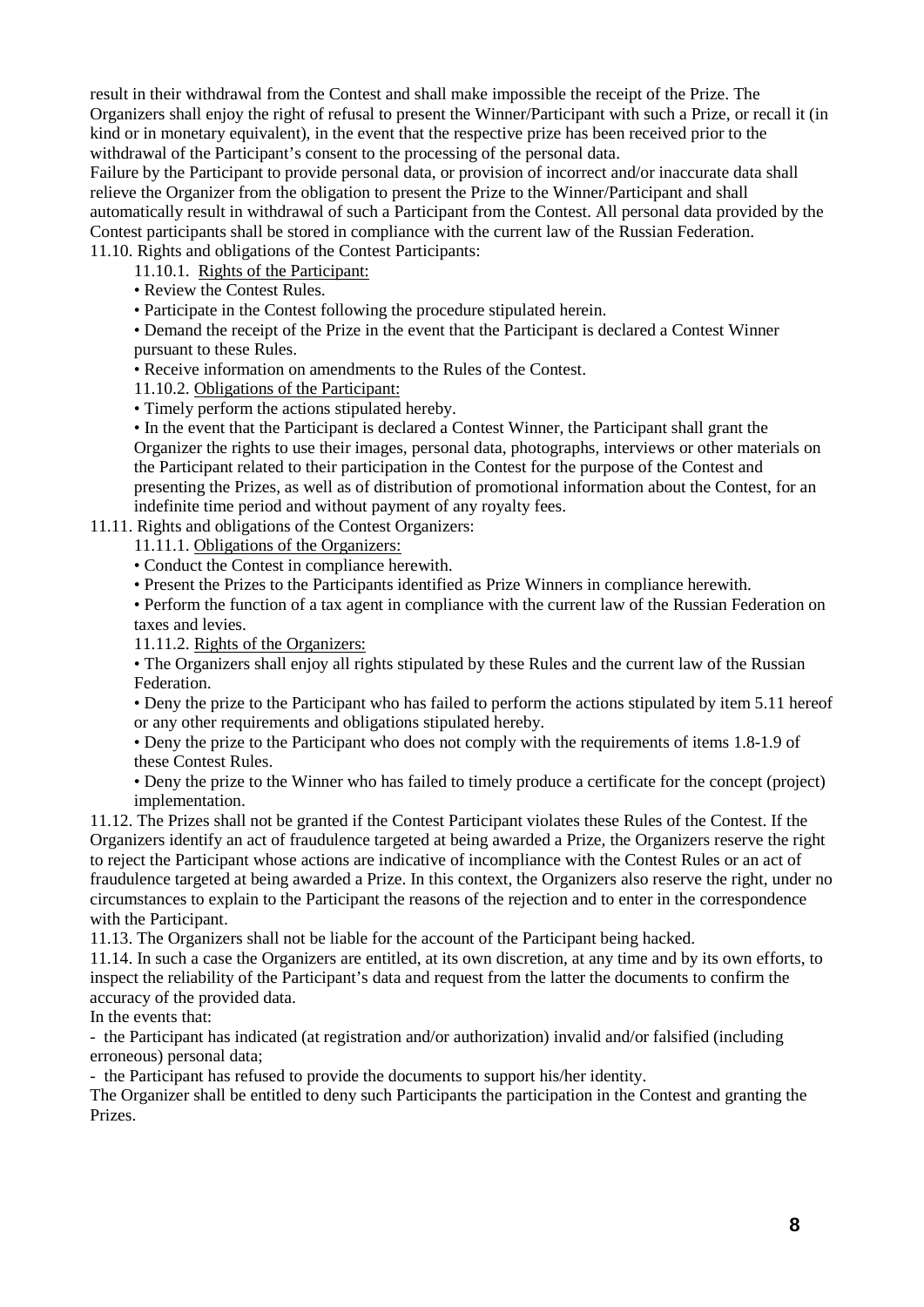result in their withdrawal from the Contest and shall make impossible the receipt of the Prize. The Organizers shall enjoy the right of refusal to present the Winner/Participant with such a Prize, or recall it (in kind or in monetary equivalent), in the event that the respective prize has been received prior to the withdrawal of the Participant's consent to the processing of the personal data.

Failure by the Participant to provide personal data, or provision of incorrect and/or inaccurate data shall relieve the Organizer from the obligation to present the Prize to the Winner/Participant and shall automatically result in withdrawal of such a Participant from the Contest. All personal data provided by the Contest participants shall be stored in compliance with the current law of the Russian Federation.

11.10. Rights and obligations of the Contest Participants:

11.10.1. <u>Rights of the Participant:</u>

- Review the Contest Rules.
- Participate in the Contest following the procedure stipulated herein.
- Demand the receipt of the Prize in the event that the Participant is declared a Contest Winner pursuant to these Rules.
- Receive information on amendments to the Rules of the Contest.

11.10.2. <u>Obligations of the Participant:</u>

- Timely perform the actions stipulated hereby.
- In the event that the Participant is declared a Contest Winner, the Participant shall grant the Organizer the rights to use their images, personal data, photographs, interviews or other materials on the Participant related to their participation in the Contest for the purpose of the Contest and presenting the Prizes, as well as of distribution of promotional information about the Contest, for an indefinite time period and without payment of any royalty fees.

11.11. Rights and obligations of the Contest Organizers:

11.11.1. <u>Obligations of the Organizers:</u>

- Conduct the Contest in compliance herewith.
- Present the Prizes to the Participants identified as Prize Winners in compliance herewith.
- Perform the function of a tax agent in compliance with the current law of the Russian Federation on taxes and levies.

11.11.2. <u>Rights of the Organizers:</u>

- The Organizers shall enjoy all rights stipulated by these Rules and the current law of the Russian Federation.
- Deny the prize to the Participant who has failed to perform the actions stipulated by item 5.11 hereof or any other requirements and obligations stipulated hereby.
- Deny the prize to the Participant who does not comply with the requirements of items 1.8-1.9 of these Contest Rules.
- Deny the prize to the Winner who has failed to timely produce a certificate for the concept (project) implementation.

11.12. The Prizes shall not be granted if the Contest Participant violates these Rules of the Contest. If the Organizers identify an act of fraudulence targeted at being awarded a Prize, the Organizers reserve the right to reject the Participant whose actions are indicative of incompliance with the Contest Rules or an act of fraudulence targeted at being awarded a Prize. In this context, the Organizers also reserve the right, under no circumstances to explain to the Participant the reasons of the rejection and to enter in the correspondence with the Participant.

11.13. The Organizers shall not be liable for the account of the Participant being hacked.

11.14. In such a case the Organizers are entitled, at its own discretion, at any time and by its own efforts, to inspect the reliability of the Participant's data and request from the latter the documents to confirm the accuracy of the provided data.

In the events that:

- the Participant has indicated (at registration and/or authorization) invalid and/or falsified (including erroneous) personal data;
- the Participant has refused to provide the documents to support his/her identity.

The Organizer shall be entitled to deny such Participants the participation in the Contest and granting the Prizes.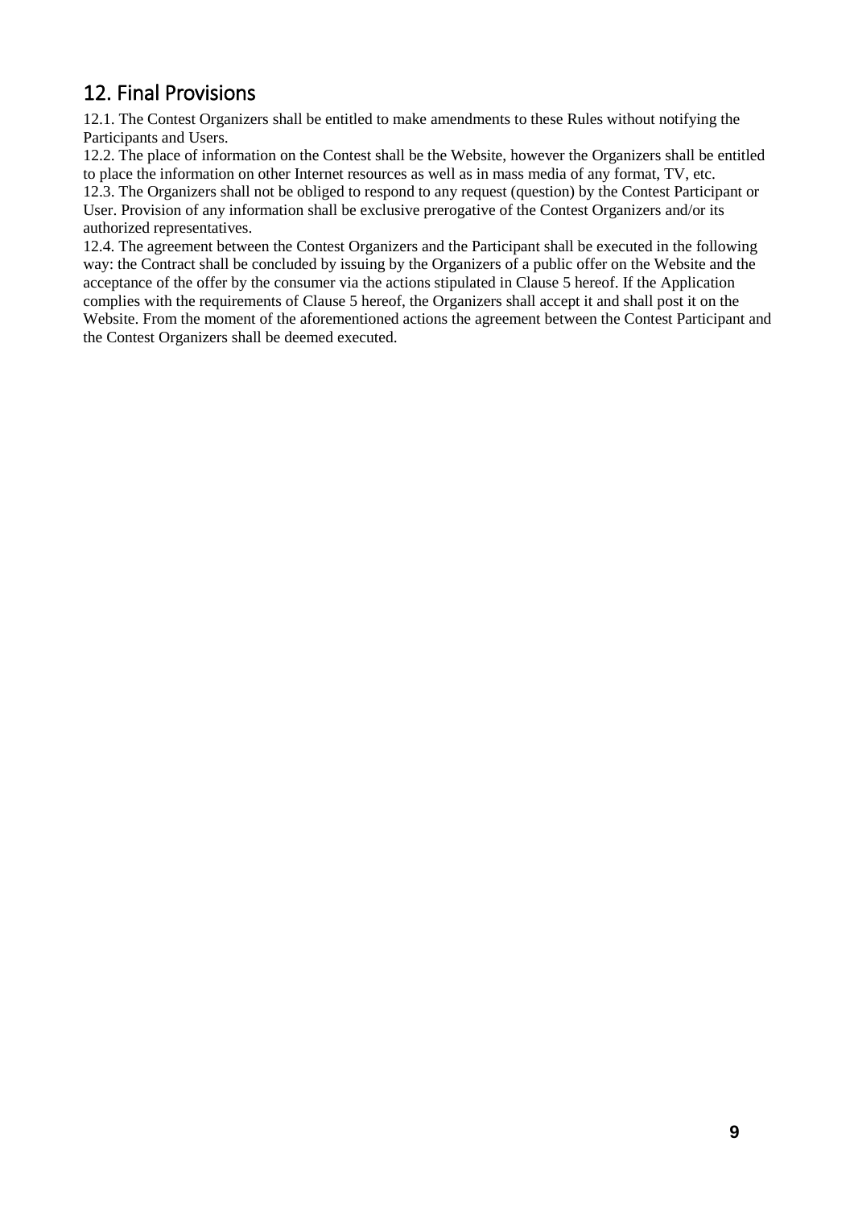## 12. Final Provisions

12.1. The Contest Organizers shall be entitled to make amendments to these Rules without notifying the Participants and Users.

12.2. The place of information on the Contest shall be the Website, however the Organizers shall be entitled to place the information on other Internet resources as well as in mass media of any format, TV, etc.

12.3. The Organizers shall not be obliged to respond to any request (question) by the Contest Participant or User. Provision of any information shall be exclusive prerogative of the Contest Organizers and/or its authorized representatives.

12.4. The agreement between the Contest Organizers and the Participant shall be executed in the following way: the Contract shall be concluded by issuing by the Organizers of a public offer on the Website and the acceptance of the offer by the consumer via the actions stipulated in Clause 5 hereof. If the Application complies with the requirements of Clause 5 hereof, the Organizers shall accept it and shall post it on the Website. From the moment of the aforementioned actions the agreement between the Contest Participant and the Contest Organizers shall be deemed executed.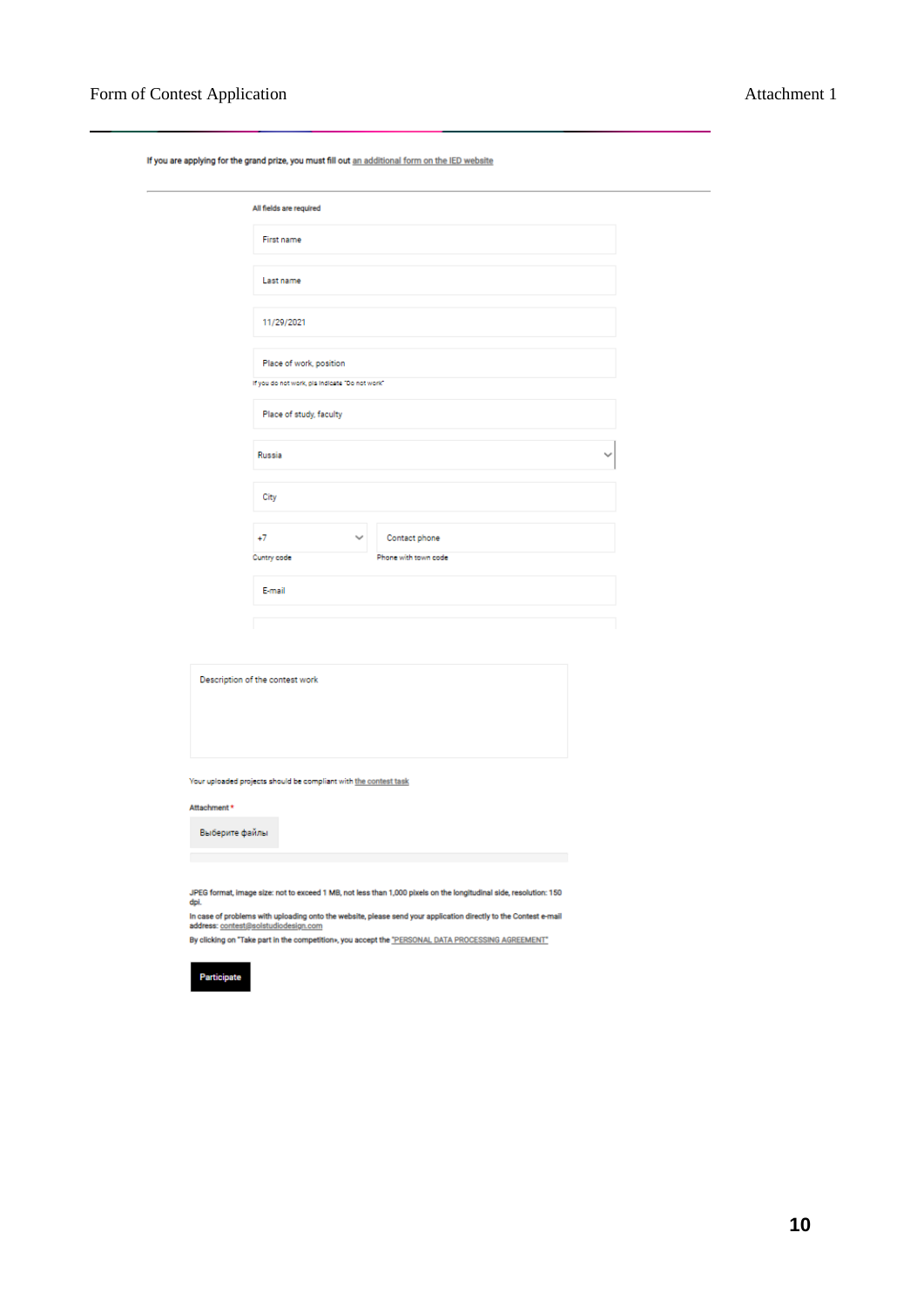Form of Contest Application

Attachment 1

If you are applying for the grand prize, you must fill out an additional form on the IED website

All fields are required

First name

Last name

11/29/2021

Place of work, position

If you do not work, pls indicate "Do not work"

Place of study, faculty

Russia

City

+7

Cuntry code

Contact phone

Phone with town code

E-mail

Description of the contest work

Your uploaded projects should be compliant with the contest task

Attachment *

Выберите файлы

JPEG format, image size: not to exceed 1 MB, not less than 1,000 pixels on the longitudinal side, resolution: 150 dpi.

In case of problems with uploading onto the website, please send your application directly to the Contest e-mail address: contest@solstudiodesign.com

By clicking on "Take part in the competition», you accept the "PERSONAL DATA PROCESSING AGREEMENT"

Participate